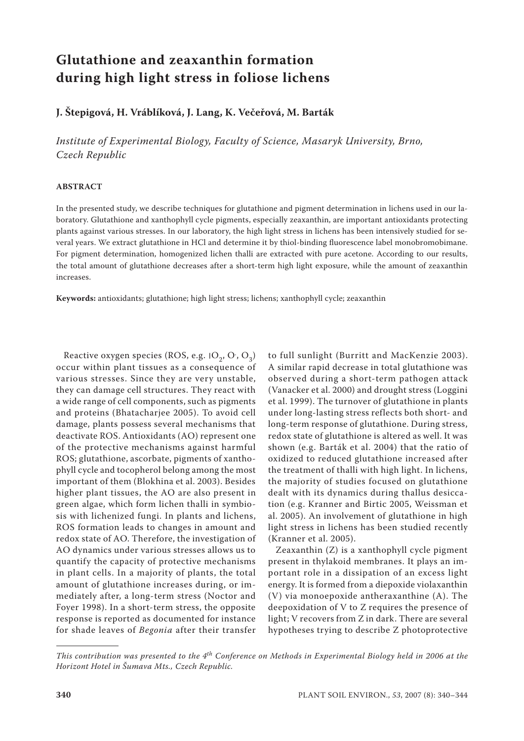# Glutathione and zeaxanthin formation during high light stress in foliose lichens

**J. Štepigová, H. Vráblíková, J. Lang, K. Večeřová, M. Barták**

*Institute of Experimental Biology, Faculty of Science, Masaryk University, Brno, Czech Republic*

## ABSTRACT

In the presented study, we describe techniques for glutathione and pigment determination in lichens used in our laboratory. Glutathione and xanthophyll cycle pigments, especially zeaxanthin, are important antioxidants protecting plants against various stresses. In our laboratory, the high light stress in lichens has been intensively studied for several years. We extract glutathione in HCl and determine it by thiol-binding fluorescence label monobromobimane. For pigment determination, homogenized lichen thalli are extracted with pure acetone. According to our results, the total amount of glutathione decreases after a short-term high light exposure, while the amount of zeaxanthin increases.

**Keywords:** antioxidants; glutathione; high light stress; lichens; xanthophyll cycle; zeaxanthin

Reactive oxygen species (ROS, e.g. $^1O_2$, $O^·$, $O_3$) occur within plant tissues as a consequence of various stresses. Since they are very unstable, they can damage cell structures. They react with a wide range of cell components, such as pigments and proteins (Bhatacharjee 2005). To avoid cell damage, plants possess several mechanisms that deactivate ROS. Antioxidants (AO) represent one of the protective mechanisms against harmful ROS; glutathione, ascorbate, pigments of xanthophyll cycle and tocopherol belong among the most important of them (Blokhina et al. 2003). Besides higher plant tissues, the AO are also present in green algae, which form lichen thalli in symbiosis with lichenized fungi. In plants and lichens, ROS formation leads to changes in amount and redox state of AO. Therefore, the investigation of AO dynamics under various stresses allows us to quantify the capacity of protective mechanisms in plant cells. In a majority of plants, the total amount of glutathione increases during, or immediately after, a long-term stress (Noctor and Foyer 1998). In a short-term stress, the opposite response is reported as documented for instance for shade leaves of *Begonia* after their transfer to full sunlight (Burritt and MacKenzie 2003). A similar rapid decrease in total glutathione was observed during a short-term pathogen attack (Vanacker et al. 2000) and drought stress (Loggini et al. 1999). The turnover of glutathione in plants under long-lasting stress reflects both short- and long-term response of glutathione. During stress, redox state of glutathione is altered as well. It was shown (e.g. Barták et al. 2004) that the ratio of oxidized to reduced glutathione increased after the treatment of thalli with high light. In lichens, the majority of studies focused on glutathione dealt with its dynamics during thallus desiccation (e.g. Kranner and Birtic 2005, Weissman et al. 2005). An involvement of glutathione in high light stress in lichens has been studied recently (Kranner et al. 2005).

Zeaxanthin (Z) is a xanthophyll cycle pigment present in thylakoid membranes. It plays an important role in a dissipation of an excess light energy. It is formed from a diepoxide violaxanthin (V) via monoepoxide antheraxanthine (A). The deepoxidation of V to Z requires the presence of light; V recovers from Z in dark. There are several hypotheses trying to describe Z photoprotective

*This contribution was presented to the 4[th] Conference on Methods in Experimental Biology held in 2006 at the Horizont Hotel in Šumava Mts., Czech Republic.*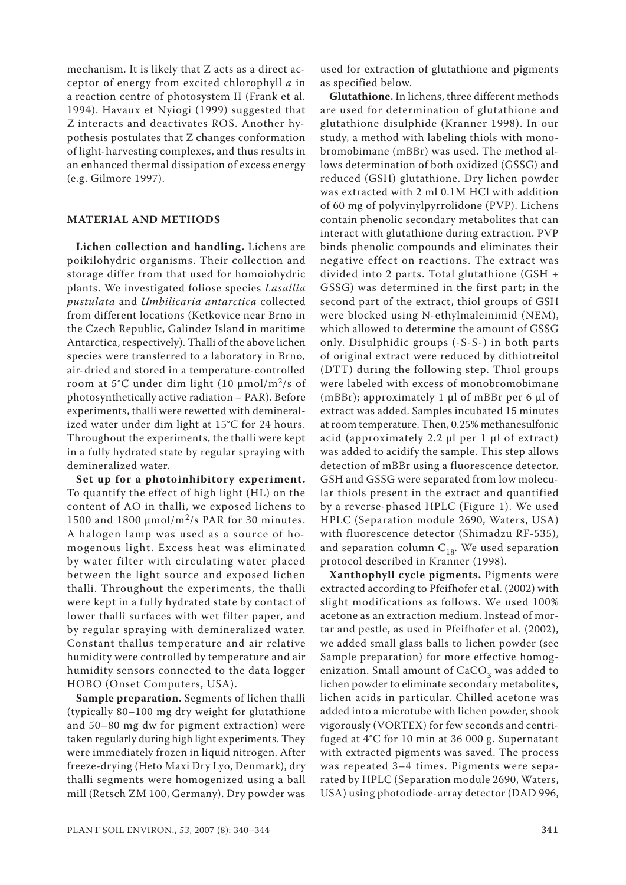mechanism. It is likely that Z acts as a direct acceptor of energy from excited chlorophyll *a* in a reaction centre of photosystem II (Frank et al. 1994). Havaux et Nyiogi (1999) suggested that Z interacts and deactivates ROS. Another hypothesis postulates that Z changes conformation of light-harvesting complexes, and thus results in an enhanced thermal dissipation of excess energy (e.g. Gilmore 1997).

## MATERIAL AND METHODS

**Lichen collection and handling.** Lichens are poikilohydric organisms. Their collection and storage differ from that used for homoiohydric plants. We investigated foliose species *Lasallia pustulata* and *Umbilicaria antarctica* collected from different locations (Ketkovice near Brno in the Czech Republic, Galindez Island in maritime Antarctica, respectively). Thalli of the above lichen species were transferred to a laboratory in Brno, air-dried and stored in a temperature-controlled room at 5°C under dim light (10 μmol/m$^2$/s of photosynthetically active radiation – PAR). Before experiments, thalli were rewetted with demineralized water under dim light at 15°C for 24 hours. Throughout the experiments, the thalli were kept in a fully hydrated state by regular spraying with demineralized water.

**Set up for a photoinhibitory experiment.** To quantify the effect of high light (HL) on the content of AO in thalli, we exposed lichens to 1500 and 1800 μmol/m$^2$/s PAR for 30 minutes. A halogen lamp was used as a source of homogenous light. Excess heat was eliminated by water filter with circulating water placed between the light source and exposed lichen thalli. Throughout the experiments, the thalli were kept in a fully hydrated state by contact of lower thalli surfaces with wet filter paper, and by regular spraying with demineralized water. Constant thallus temperature and air relative humidity were controlled by temperature and air humidity sensors connected to the data logger HOBO (Onset Computers, USA).

**Sample preparation.** Segments of lichen thalli (typically 80–100 mg dry weight for glutathione and 50–80 mg dw for pigment extraction) were taken regularly during high light experiments. They were immediately frozen in liquid nitrogen. After freeze-drying (Heto Maxi Dry Lyo, Denmark), dry thalli segments were homogenized using a ball mill (Retsch ZM 100, Germany). Dry powder was used for extraction of glutathione and pigments as specified below.

**Glutathione.** In lichens, three different methods are used for determination of glutathione and glutathione disulphide (Kranner 1998). In our study, a method with labeling thiols with monobromobimane (mBBr) was used. The method allows determination of both oxidized (GSSG) and reduced (GSH) glutathione. Dry lichen powder was extracted with 2 ml 0.1M HCl with addition of 60 mg of polyvinylpyrrolidone (PVP). Lichens contain phenolic secondary metabolites that can interact with glutathione during extraction. PVP binds phenolic compounds and eliminates their negative effect on reactions. The extract was divided into 2 parts. Total glutathione (GSH + GSSG) was determined in the first part; in the second part of the extract, thiol groups of GSH were blocked using N-ethylmaleinimid (NEM), which allowed to determine the amount of GSSG only. Disulphidic groups (-S-S-) in both parts of original extract were reduced by dithiotreitol (DTT) during the following step. Thiol groups were labeled with excess of monobromobimane (mBBr); approximately 1 μl of mBBr per 6 μl of extract was added. Samples incubated 15 minutes at room temperature. Then, 0.25% methanesulfonic acid (approximately 2.2 μl per 1 μl of extract) was added to acidify the sample. This step allows detection of mBBr using a fluorescence detector. GSH and GSSG were separated from low molecular thiols present in the extract and quantified by a reverse-phased HPLC (Figure 1). We used HPLC (Separation module 2690, Waters, USA) with fluorescence detector (Shimadzu RF-535), and separation column $C_{18}$. We used separation protocol described in Kranner (1998).

**Xanthophyll cycle pigments.** Pigments were extracted according to Pfeifhofer et al. (2002) with slight modifications as follows. We used 100% acetone as an extraction medium. Instead of mortar and pestle, as used in Pfeifhofer et al. (2002), we added small glass balls to lichen powder (see Sample preparation) for more effective homogenization. Small amount of $CaCO_3$ was added to lichen powder to eliminate secondary metabolites, lichen acids in particular. Chilled acetone was added into a microtube with lichen powder, shook vigorously (VORTEX) for few seconds and centrifuged at 4°C for 10 min at 36 000 g. Supernatant with extracted pigments was saved. The process was repeated 3–4 times. Pigments were separated by HPLC (Separation module 2690, Waters, USA) using photodiode-array detector (DAD 996,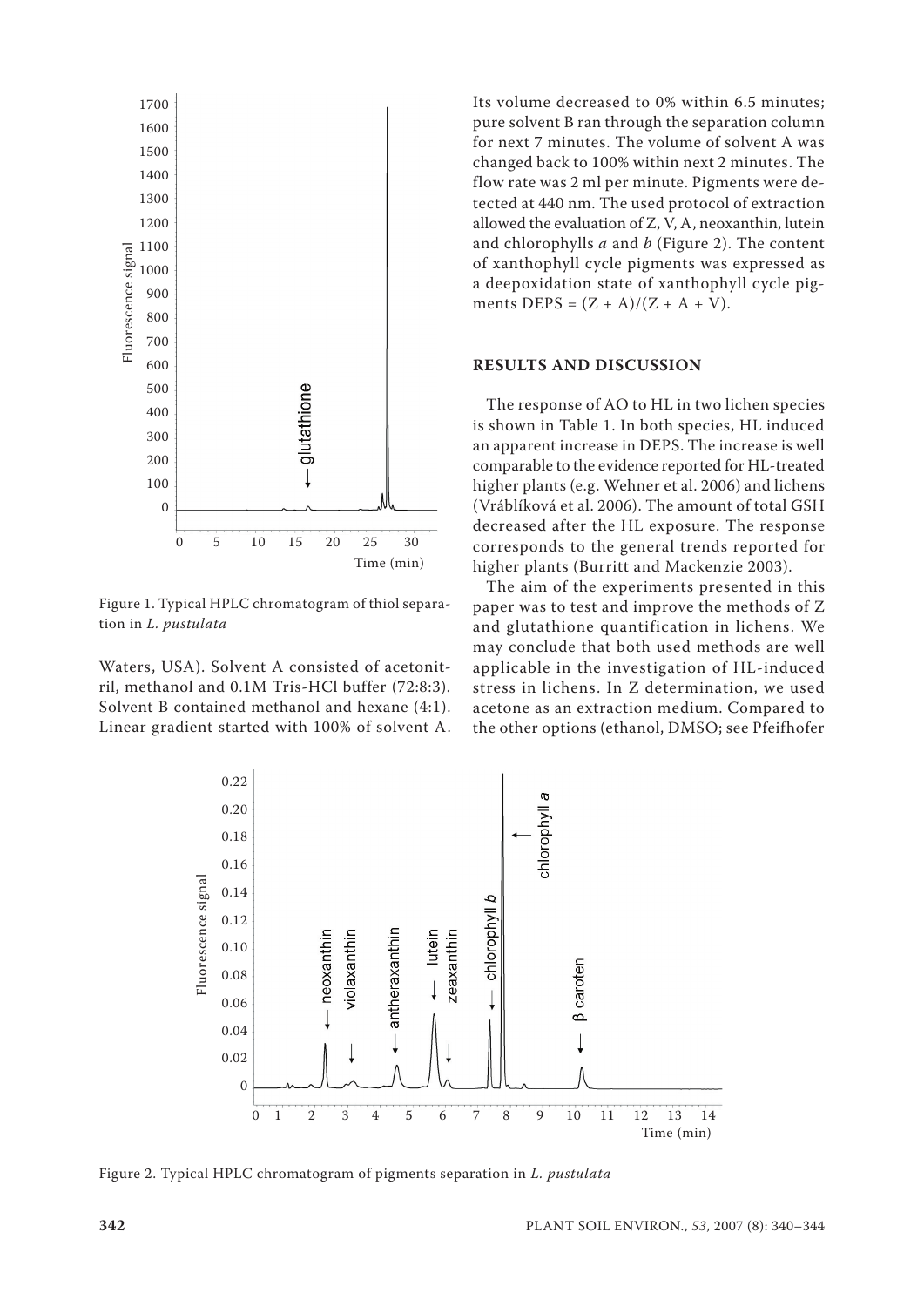Figure 1. Typical HPLC chromatogram of thiol separation in *L. pustulata*

Waters, USA). Solvent A consisted of acetonitril, methanol and 0.1M Tris-HCl buffer (72:8:3). Solvent B contained methanol and hexane (4:1). Linear gradient started with 100% of solvent A. Its volume decreased to 0% within 6.5 minutes; pure solvent B ran through the separation column for next 7 minutes. The volume of solvent A was changed back to 100% within next 2 minutes. The flow rate was 2 ml per minute. Pigments were detected at 440 nm. The used protocol of extraction allowed the evaluation of Z, V, A, neoxanthin, lutein and chlorophylls *a* and *b* (Figure 2). The content of xanthophyll cycle pigments was expressed as a deepoxidation state of xanthophyll cycle pigments $DEPS = (Z + A)/(Z + A + V)$.

## RESULTS AND DISCUSSION

The response of AO to HL in two lichen species is shown in Table 1. In both species, HL induced an apparent increase in DEPS. The increase is well comparable to the evidence reported for HL-treated higher plants (e.g. Wehner et al. 2006) and lichens (Vráblíková et al. 2006). The amount of total GSH decreased after the HL exposure. The response corresponds to the general trends reported for higher plants (Burritt and Mackenzie 2003).

The aim of the experiments presented in this paper was to test and improve the methods of Z and glutathione quantification in lichens. We may conclude that both used methods are well applicable in the investigation of HL-induced stress in lichens. In Z determination, we used acetone as an extraction medium. Compared to the other options (ethanol, DMSO; see Pfeifhofer

Figure 2. Typical HPLC chromatogram of pigments separation in *L. pustulata*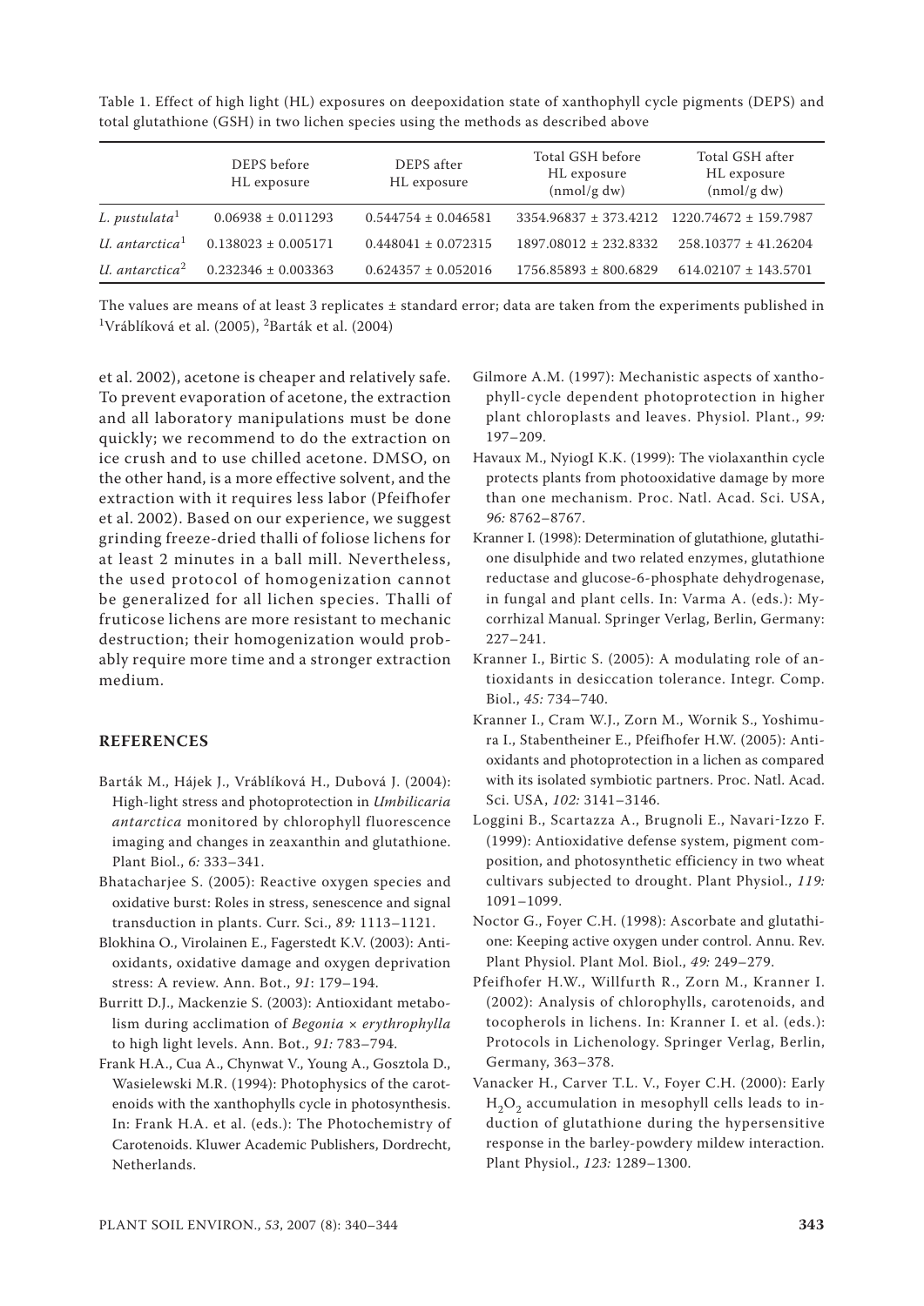Table 1. Effect of high light (HL) exposures on deepoxidation state of xanthophyll cycle pigments (DEPS) and total glutathione (GSH) in two lichen species using the methods as described above

| | DEPS before HL exposure | DEPS after HL exposure | Total GSH before HL exposure (nmol/g dw) | Total GSH after HL exposure (nmol/g dw) |
|---|---|---|---|---|
| *L. pustulata*[1] | 0.06938 ± 0.011293 | 0.544754 ± 0.046581 | 3354.96837 ± 373.4212 | 1220.74672 ± 159.7987 |
| *U. antarctica*[1] | 0.138023 ± 0.005171 | 0.448041 ± 0.072315 | 1897.08012 ± 232.8332 | 258.10377 ± 41.26204 |
| *U. antarctica*[2] | 0.232346 ± 0.003363 | 0.624357 ± 0.052016 | 1756.85893 ± 800.6829 | 614.02107 ± 143.5701 |

The values are means of at least 3 replicates ± standard error; data are taken from the experiments published in [1]Vráblíková et al. (2005), [2]Barták et al. (2004)

et al. 2002), acetone is cheaper and relatively safe. To prevent evaporation of acetone, the extraction and all laboratory manipulations must be done quickly; we recommend to do the extraction on ice crush and to use chilled acetone. DMSO, on the other hand, is a more effective solvent, and the extraction with it requires less labor (Pfeifhofer et al. 2002). Based on our experience, we suggest grinding freeze-dried thalli of foliose lichens for at least 2 minutes in a ball mill. Nevertheless, the used protocol of homogenization cannot be generalized for all lichen species. Thalli of fruticose lichens are more resistant to mechanic destruction; their homogenization would probably require more time and a stronger extraction medium.

## REFERENCES

Barták M., Hájek J., Vráblíková H., Dubová J. (2004): High-light stress and photoprotection in *Umbilicaria antarctica* monitored by chlorophyll fluorescence imaging and changes in zeaxanthin and glutathione. Plant Biol., *6:* 333–341.

Bhatacharjee S. (2005): Reactive oxygen species and oxidative burst: Roles in stress, senescence and signal transduction in plants. Curr. Sci., *89:* 1113–1121.

Blokhina O., Virolainen E., Fagerstedt K.V. (2003): Antioxidants, oxidative damage and oxygen deprivation stress: A review. Ann. Bot., *91*: 179–194.

Burritt D.J., Mackenzie S. (2003): Antioxidant metabolism during acclimation of *Begonia* × *erythrophylla* to high light levels. Ann. Bot., *91:* 783–794.

Frank H.A., Cua A., Chynwat V., Young A., Gosztola D., Wasielewski M.R. (1994): Photophysics of the carotenoids with the xanthophylls cycle in photosynthesis. In: Frank H.A. et al. (eds.): The Photochemistry of Carotenoids. Kluwer Academic Publishers, Dordrecht, Netherlands.

Gilmore A.M. (1997): Mechanistic aspects of xanthophyll-cycle dependent photoprotection in higher plant chloroplasts and leaves. Physiol. Plant., *99:* 197–209.

Havaux M., NyiogI K.K. (1999): The violaxanthin cycle protects plants from photooxidative damage by more than one mechanism. Proc. Natl. Acad. Sci. USA, *96:* 8762–8767.

Kranner I. (1998): Determination of glutathione, glutathione disulphide and two related enzymes, glutathione reductase and glucose-6-phosphate dehydrogenase, in fungal and plant cells. In: Varma A. (eds.): Mycorrhizal Manual. Springer Verlag, Berlin, Germany: 227–241.

Kranner I., Birtic S. (2005): A modulating role of antioxidants in desiccation tolerance. Integr. Comp. Biol., *45:* 734–740.

Kranner I., Cram W.J., Zorn M., Wornik S., Yoshimura I., Stabentheiner E., Pfeifhofer H.W. (2005): Antioxidants and photoprotection in a lichen as compared with its isolated symbiotic partners. Proc. Natl. Acad. Sci. USA, *102:* 3141–3146.

Loggini B., Scartazza A., Brugnoli E., Navari-Izzo F. (1999): Antioxidative defense system, pigment composition, and photosynthetic efficiency in two wheat cultivars subjected to drought. Plant Physiol., *119:* 1091–1099.

Noctor G., Foyer C.H. (1998): Ascorbate and glutathione: Keeping active oxygen under control. Annu. Rev. Plant Physiol. Plant Mol. Biol., *49:* 249–279.

Pfeifhofer H.W., Willfurth R., Zorn M., Kranner I. (2002): Analysis of chlorophylls, carotenoids, and tocopherols in lichens. In: Kranner I. et al. (eds.): Protocols in Lichenology. Springer Verlag, Berlin, Germany, 363–378.

Vanacker H., Carver T.L. V., Foyer C.H. (2000): Early $H_2O_2$ accumulation in mesophyll cells leads to induction of glutathione during the hypersensitive response in the barley-powdery mildew interaction. Plant Physiol., *123:* 1289–1300.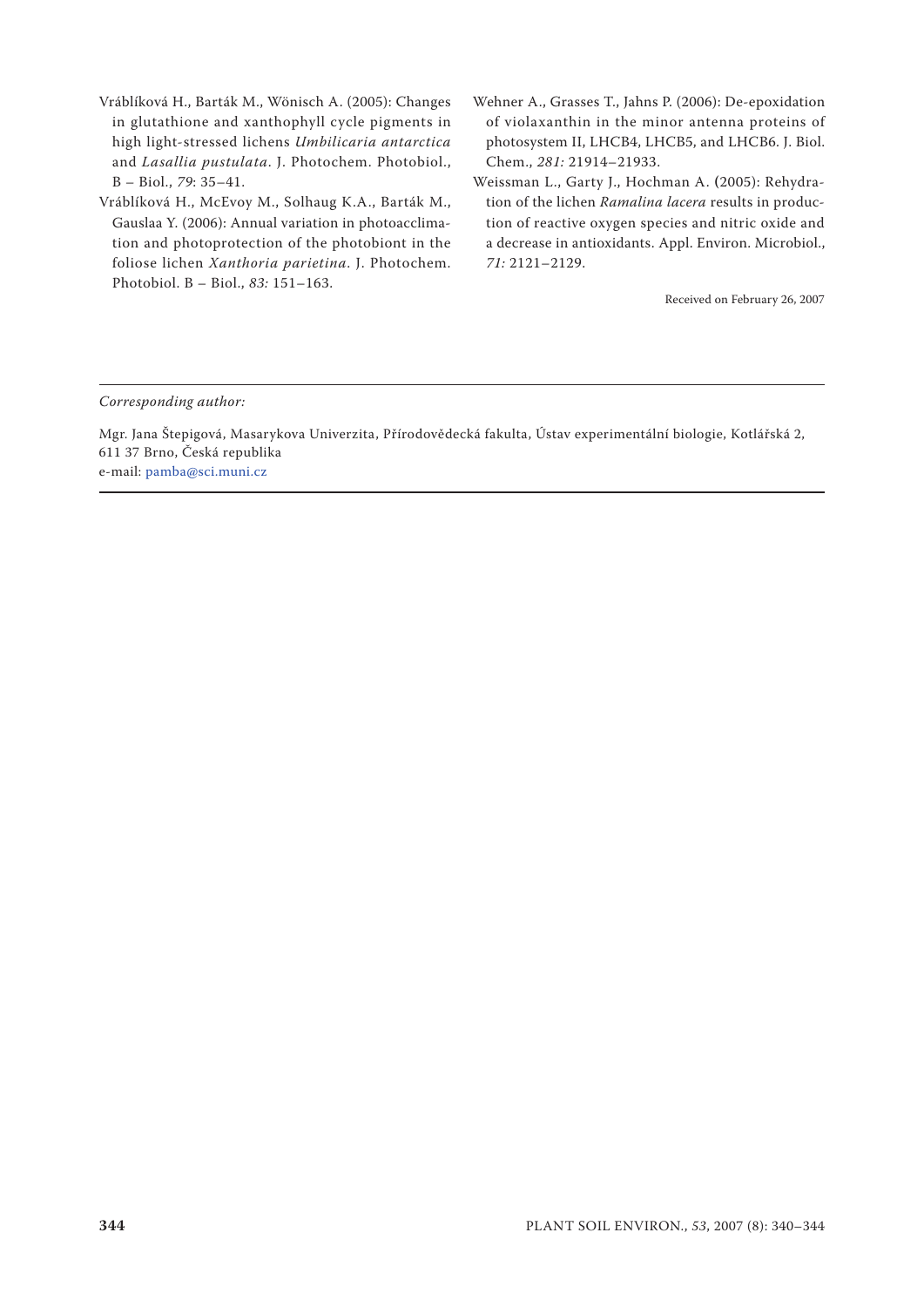Vráblíková H., Barták M., Wönisch A. (2005): Changes in glutathione and xanthophyll cycle pigments in high light-stressed lichens *Umbilicaria antarctica* and *Lasallia pustulata*. J. Photochem. Photobiol., B – Biol., *79*: 35–41.

Vráblíková H., McEvoy M., Solhaug K.A., Barták M., Gauslaa Y. (2006): Annual variation in photoacclimation and photoprotection of the photobiont in the foliose lichen *Xanthoria parietina*. J. Photochem. Photobiol. B – Biol., *83:* 151–163.

Wehner A., Grasses T., Jahns P. (2006): De-epoxidation of violaxanthin in the minor antenna proteins of photosystem II, LHCB4, LHCB5, and LHCB6. J. Biol. Chem., *281:* 21914–21933.

Weissman L., Garty J., Hochman A. (2005): Rehydration of the lichen *Ramalina lacera* results in production of reactive oxygen species and nitric oxide and a decrease in antioxidants. Appl. Environ. Microbiol., *71:* 2121–2129.

Received on February 26, 2007

*Corresponding author:*

Mgr. Jana Štepigová, Masarykova Univerzita, Přírodovědecká fakulta, Ústav experimentální biologie, Kotlářská 2, 611 37 Brno, Česká republika
e-mail: pamba@sci.muni.cz